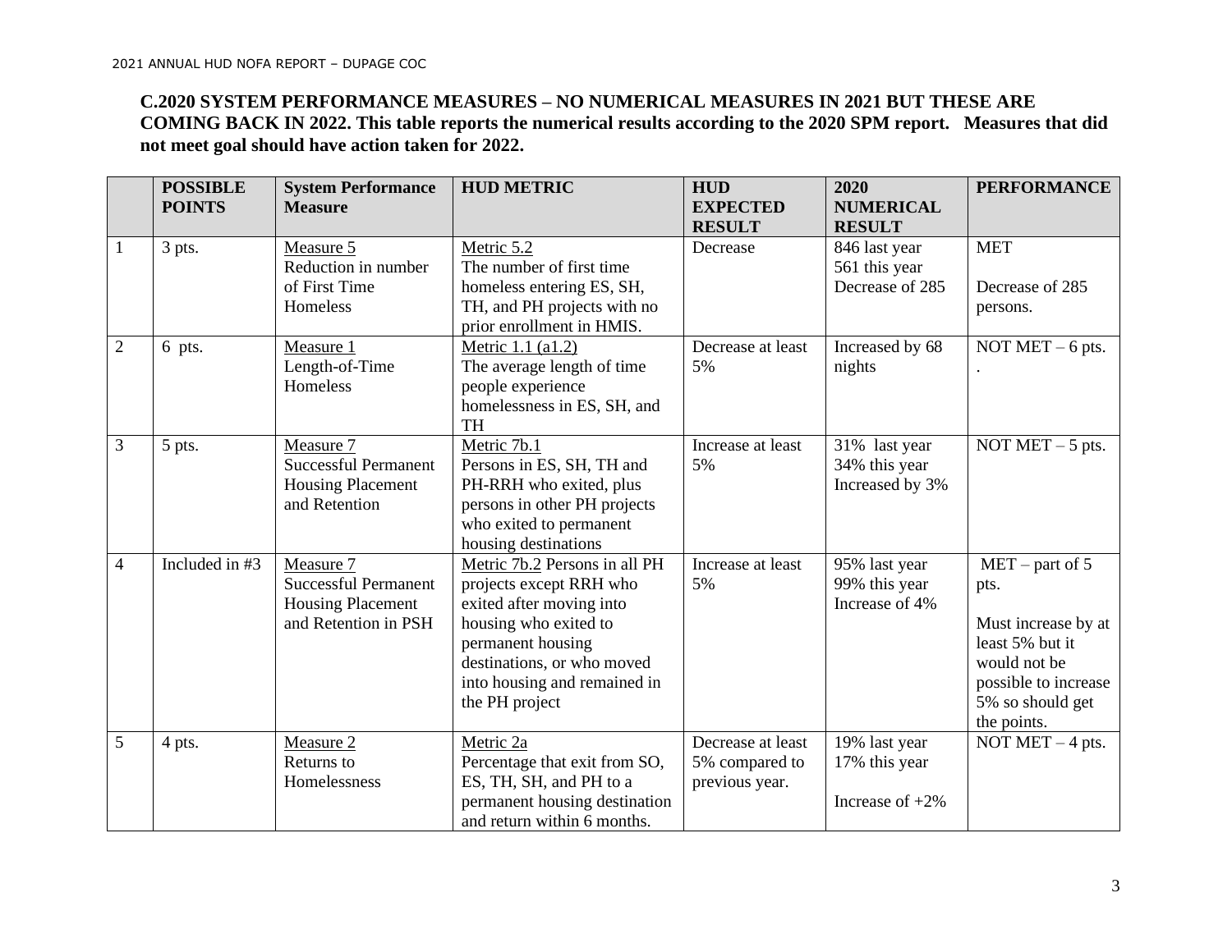**C.2020 SYSTEM PERFORMANCE MEASURES – NO NUMERICAL MEASURES IN 2021 BUT THESE ARE COMING BACK IN 2022. This table reports the numerical results according to the 2020 SPM report. Measures that did not meet goal should have action taken for 2022.**

| | **POSSIBLE POINTS** | **System Performance Measure** | **HUD METRIC** | **HUD EXPECTED RESULT** | **2020 NUMERICAL RESULT** | **PERFORMANCE** |
|---|---|---|---|---|---|---|
| 1 | 3 pts. | Measure 5<br>Reduction in number of First Time Homeless | Metric 5.2<br>The number of first time homeless entering ES, SH, TH, and PH projects with no prior enrollment in HMIS. | Decrease | 846 last year<br>561 this year<br>Decrease of 285 | MET<br><br>Decrease of 285 persons. |
| 2 | 6 pts. | Measure 1<br>Length-of-Time Homeless | Metric 1.1 (a1.2)<br>The average length of time people experience homelessness in ES, SH, and TH | Decrease at least 5% | Increased by 68 nights | NOT MET – 6 pts.<br>. |
| 3 | 5 pts. | Measure 7<br>Successful Permanent Housing Placement and Retention | Metric 7b.1<br>Persons in ES, SH, TH and PH-RRH who exited, plus persons in other PH projects who exited to permanent housing destinations | Increase at least 5% | 31% last year<br>34% this year<br>Increased by 3% | NOT MET – 5 pts. |
| 4 | Included in #3 | Measure 7<br>Successful Permanent Housing Placement and Retention in PSH | Metric 7b.2 Persons in all PH projects except RRH who exited after moving into housing who exited to permanent housing destinations, or who moved into housing and remained in the PH project | Increase at least 5% | 95% last year<br>99% this year<br>Increase of 4% | MET – part of 5 pts.<br><br>Must increase by at least 5% but it would not be possible to increase 5% so should get the points. |
| 5 | 4 pts. | Measure 2<br>Returns to Homelessness | Metric 2a<br>Percentage that exit from SO, ES, TH, SH, and PH to a permanent housing destination and return within 6 months. | Decrease at least 5% compared to previous year. | 19% last year<br>17% this year<br><br>Increase of +2% | NOT MET – 4 pts. |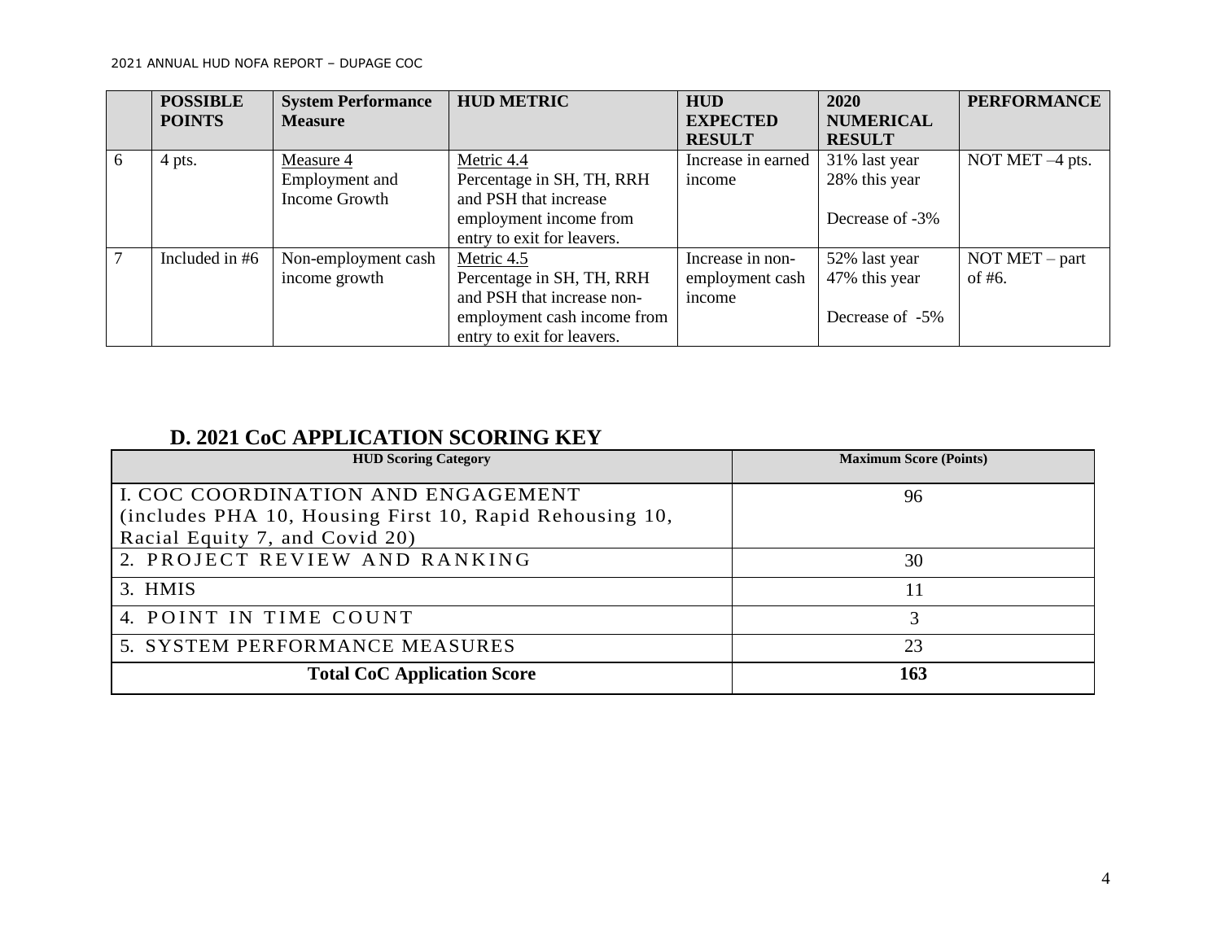| | POSSIBLE POINTS | System Performance Measure | HUD METRIC | HUD EXPECTED RESULT | 2020 NUMERICAL RESULT | PERFORMANCE |
|---|---|---|---|---|---|---|
| 6 | 4 pts. | Measure 4<br>Employment and Income Growth | Metric 4.4<br>Percentage in SH, TH, RRH and PSH that increase employment income from entry to exit for leavers. | Increase in earned income | 31% last year<br>28% this year<br><br>Decrease of -3% | NOT MET –4 pts. |
| 7 | Included in #6 | Non-employment cash income growth | Metric 4.5<br>Percentage in SH, TH, RRH and PSH that increase non-employment cash income from entry to exit for leavers. | Increase in non-employment cash income | 52% last year<br>47% this year<br><br>Decrease of -5% | NOT MET – part of #6. |

## D. 2021 CoC APPLICATION SCORING KEY

| HUD Scoring Category | Maximum Score (Points) |
|---|---|
| I. COC COORDINATION AND ENGAGEMENT (includes PHA 10, Housing First 10, Rapid Rehousing 10, Racial Equity 7, and Covid 20) | 96 |
| 2. PROJECT REVIEW AND RANKING | 30 |
| 3. HMIS | 11 |
| 4. POINT IN TIME COUNT | 3 |
| 5. SYSTEM PERFORMANCE MEASURES | 23 |
| **Total CoC Application Score** | **163** |